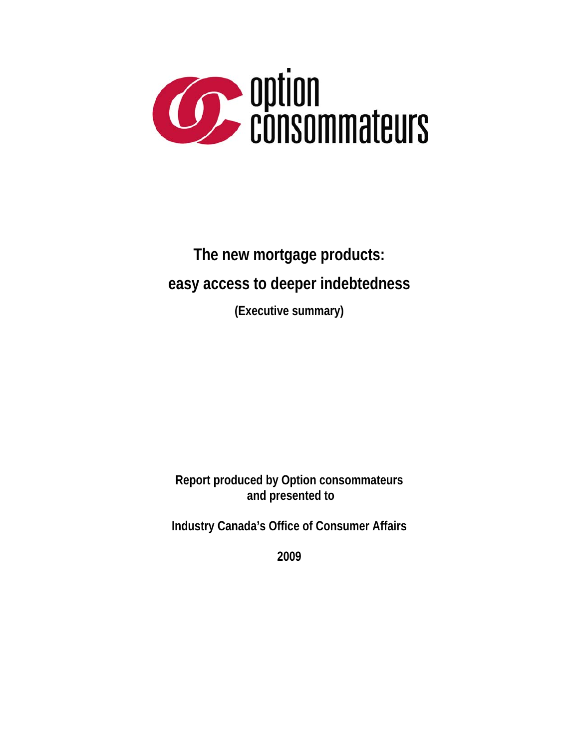option consommateurs

# The new mortgage products: easy access to deeper indebtedness

**(Executive summary)**

**Report produced by Option consommateurs and presented to**

**Industry Canada's Office of Consumer Affairs**

**2009**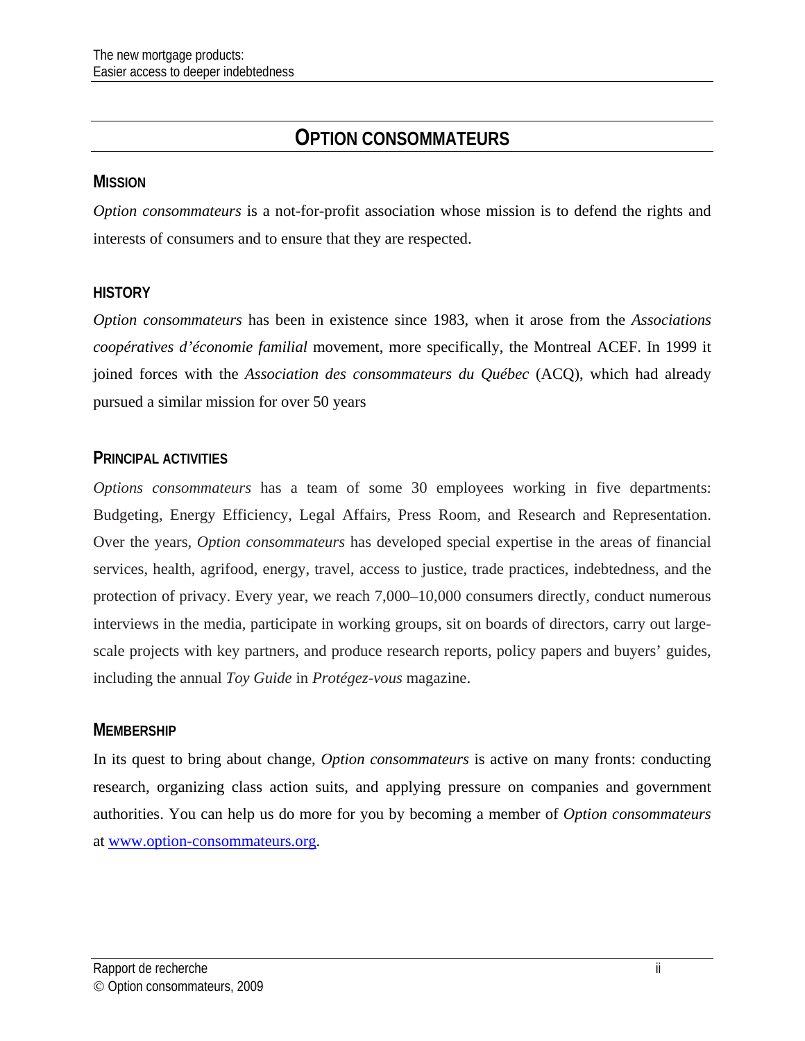# OPTION CONSOMMATEURS

## MISSION

*Option consommateurs* is a not-for-profit association whose mission is to defend the rights and interests of consumers and to ensure that they are respected.

## HISTORY

*Option consommateurs* has been in existence since 1983, when it arose from the *Associations coopératives d'économie familial* movement, more specifically, the Montreal ACEF. In 1999 it joined forces with the *Association des consommateurs du Québec* (ACQ), which had already pursued a similar mission for over 50 years

## PRINCIPAL ACTIVITIES

*Options consommateurs* has a team of some 30 employees working in five departments: Budgeting, Energy Efficiency, Legal Affairs, Press Room, and Research and Representation. Over the years, *Option consommateurs* has developed special expertise in the areas of financial services, health, agrifood, energy, travel, access to justice, trade practices, indebtedness, and the protection of privacy. Every year, we reach 7,000–10,000 consumers directly, conduct numerous interviews in the media, participate in working groups, sit on boards of directors, carry out large-scale projects with key partners, and produce research reports, policy papers and buyers' guides, including the annual *Toy Guide* in *Protégez-vous* magazine.

## MEMBERSHIP

In its quest to bring about change, *Option consommateurs* is active on many fronts: conducting research, organizing class action suits, and applying pressure on companies and government authorities. You can help us do more for you by becoming a member of *Option consommateurs* at [www.option-consommateurs.org](http://www.option-consommateurs.org).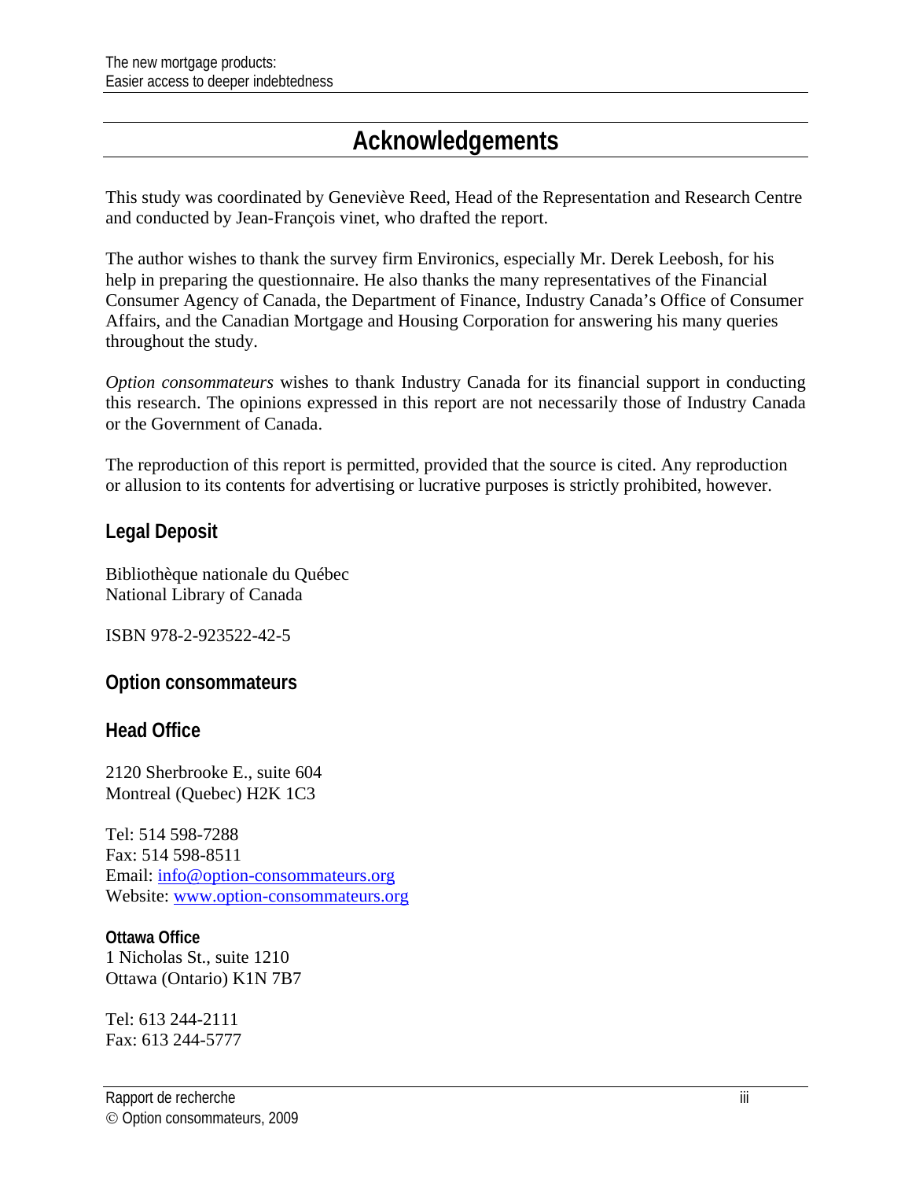# Acknowledgements

This study was coordinated by Geneviève Reed, Head of the Representation and Research Centre and conducted by Jean-François vinet, who drafted the report.

The author wishes to thank the survey firm Environics, especially Mr. Derek Leebosh, for his help in preparing the questionnaire. He also thanks the many representatives of the Financial Consumer Agency of Canada, the Department of Finance, Industry Canada's Office of Consumer Affairs, and the Canadian Mortgage and Housing Corporation for answering his many queries throughout the study.

*Option consommateurs* wishes to thank Industry Canada for its financial support in conducting this research. The opinions expressed in this report are not necessarily those of Industry Canada or the Government of Canada.

The reproduction of this report is permitted, provided that the source is cited. Any reproduction or allusion to its contents for advertising or lucrative purposes is strictly prohibited, however.

## Legal Deposit

Bibliothèque nationale du Québec
National Library of Canada

ISBN 978-2-923522-42-5

## Option consommateurs

## Head Office

2120 Sherbrooke E., suite 604
Montreal (Quebec) H2K 1C3

Tel: 514 598-7288
Fax: 514 598-8511
Email: info@option-consommateurs.org
Website: www.option-consommateurs.org

**Ottawa Office**
1 Nicholas St., suite 1210
Ottawa (Ontario) K1N 7B7

Tel: 613 244-2111
Fax: 613 244-5777

Rapport de recherche
© Option consommateurs, 2009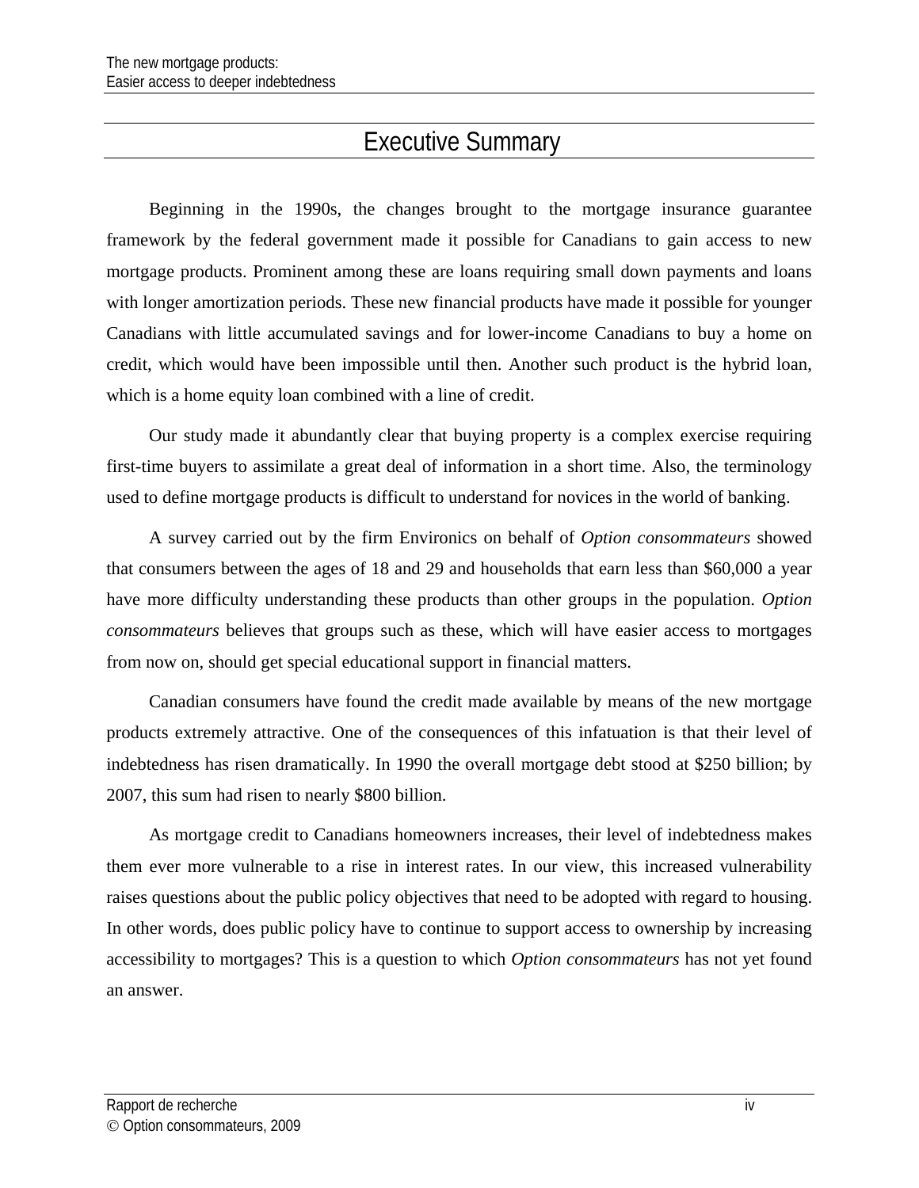# Executive Summary

Beginning in the 1990s, the changes brought to the mortgage insurance guarantee framework by the federal government made it possible for Canadians to gain access to new mortgage products. Prominent among these are loans requiring small down payments and loans with longer amortization periods. These new financial products have made it possible for younger Canadians with little accumulated savings and for lower-income Canadians to buy a home on credit, which would have been impossible until then. Another such product is the hybrid loan, which is a home equity loan combined with a line of credit.

Our study made it abundantly clear that buying property is a complex exercise requiring first-time buyers to assimilate a great deal of information in a short time. Also, the terminology used to define mortgage products is difficult to understand for novices in the world of banking.

A survey carried out by the firm Environics on behalf of *Option consommateurs* showed that consumers between the ages of 18 and 29 and households that earn less than $60,000 a year have more difficulty understanding these products than other groups in the population. *Option consommateurs* believes that groups such as these, which will have easier access to mortgages from now on, should get special educational support in financial matters.

Canadian consumers have found the credit made available by means of the new mortgage products extremely attractive. One of the consequences of this infatuation is that their level of indebtedness has risen dramatically. In 1990 the overall mortgage debt stood at $250 billion; by 2007, this sum had risen to nearly $800 billion.

As mortgage credit to Canadians homeowners increases, their level of indebtedness makes them ever more vulnerable to a rise in interest rates. In our view, this increased vulnerability raises questions about the public policy objectives that need to be adopted with regard to housing. In other words, does public policy have to continue to support access to ownership by increasing accessibility to mortgages? This is a question to which *Option consommateurs* has not yet found an answer.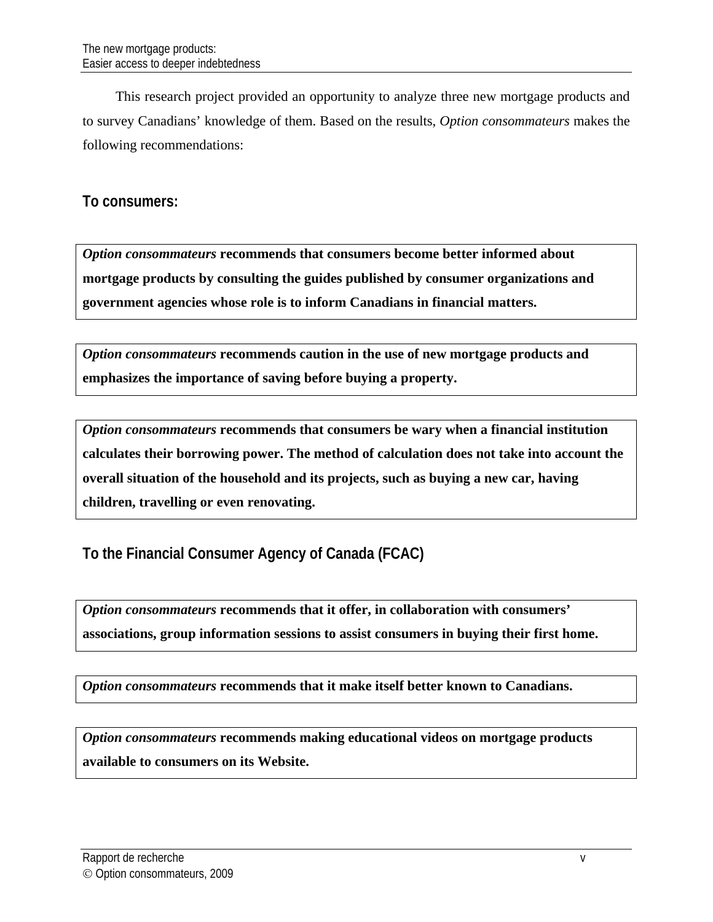This research project provided an opportunity to analyze three new mortgage products and to survey Canadians' knowledge of them. Based on the results, *Option consommateurs* makes the following recommendations:

## To consumers:

***Option consommateurs*** **recommends that consumers become better informed about mortgage products by consulting the guides published by consumer organizations and government agencies whose role is to inform Canadians in financial matters.**

***Option consommateurs*** **recommends caution in the use of new mortgage products and emphasizes the importance of saving before buying a property.**

***Option consommateurs*** **recommends that consumers be wary when a financial institution calculates their borrowing power. The method of calculation does not take into account the overall situation of the household and its projects, such as buying a new car, having children, travelling or even renovating.**

## To the Financial Consumer Agency of Canada (FCAC)

***Option consommateurs*** **recommends that it offer, in collaboration with consumers' associations, group information sessions to assist consumers in buying their first home.**

***Option consommateurs*** **recommends that it make itself better known to Canadians.**

***Option consommateurs*** **recommends making educational videos on mortgage products available to consumers on its Website.**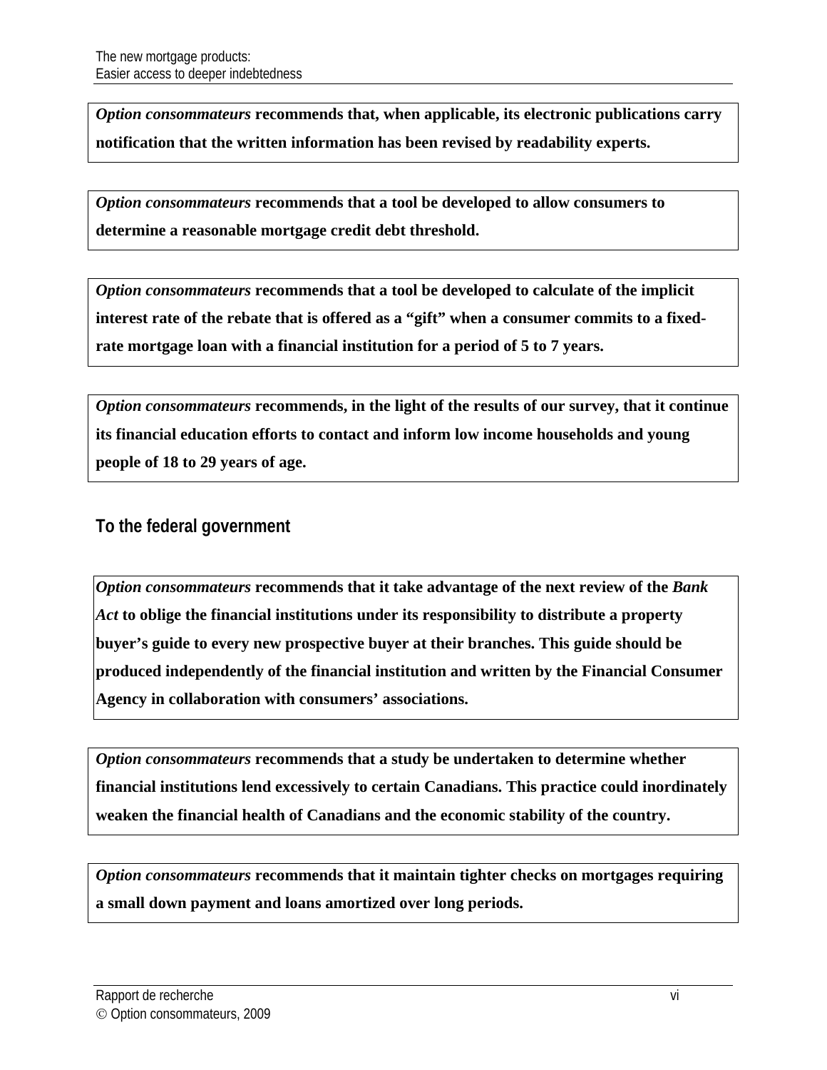***Option consommateurs* recommends that, when applicable, its electronic publications carry notification that the written information has been revised by readability experts.**

***Option consommateurs* recommends that a tool be developed to allow consumers to determine a reasonable mortgage credit debt threshold.**

***Option consommateurs* recommends that a tool be developed to calculate of the implicit interest rate of the rebate that is offered as a "gift" when a consumer commits to a fixed-rate mortgage loan with a financial institution for a period of 5 to 7 years.**

***Option consommateurs* recommends, in the light of the results of our survey, that it continue its financial education efforts to contact and inform low income households and young people of 18 to 29 years of age.**

### To the federal government

***Option consommateurs* recommends that it take advantage of the next review of the *Bank Act* to oblige the financial institutions under its responsibility to distribute a property buyer's guide to every new prospective buyer at their branches. This guide should be produced independently of the financial institution and written by the Financial Consumer Agency in collaboration with consumers' associations.**

***Option consommateurs* recommends that a study be undertaken to determine whether financial institutions lend excessively to certain Canadians. This practice could inordinately weaken the financial health of Canadians and the economic stability of the country.**

***Option consommateurs* recommends that it maintain tighter checks on mortgages requiring a small down payment and loans amortized over long periods.**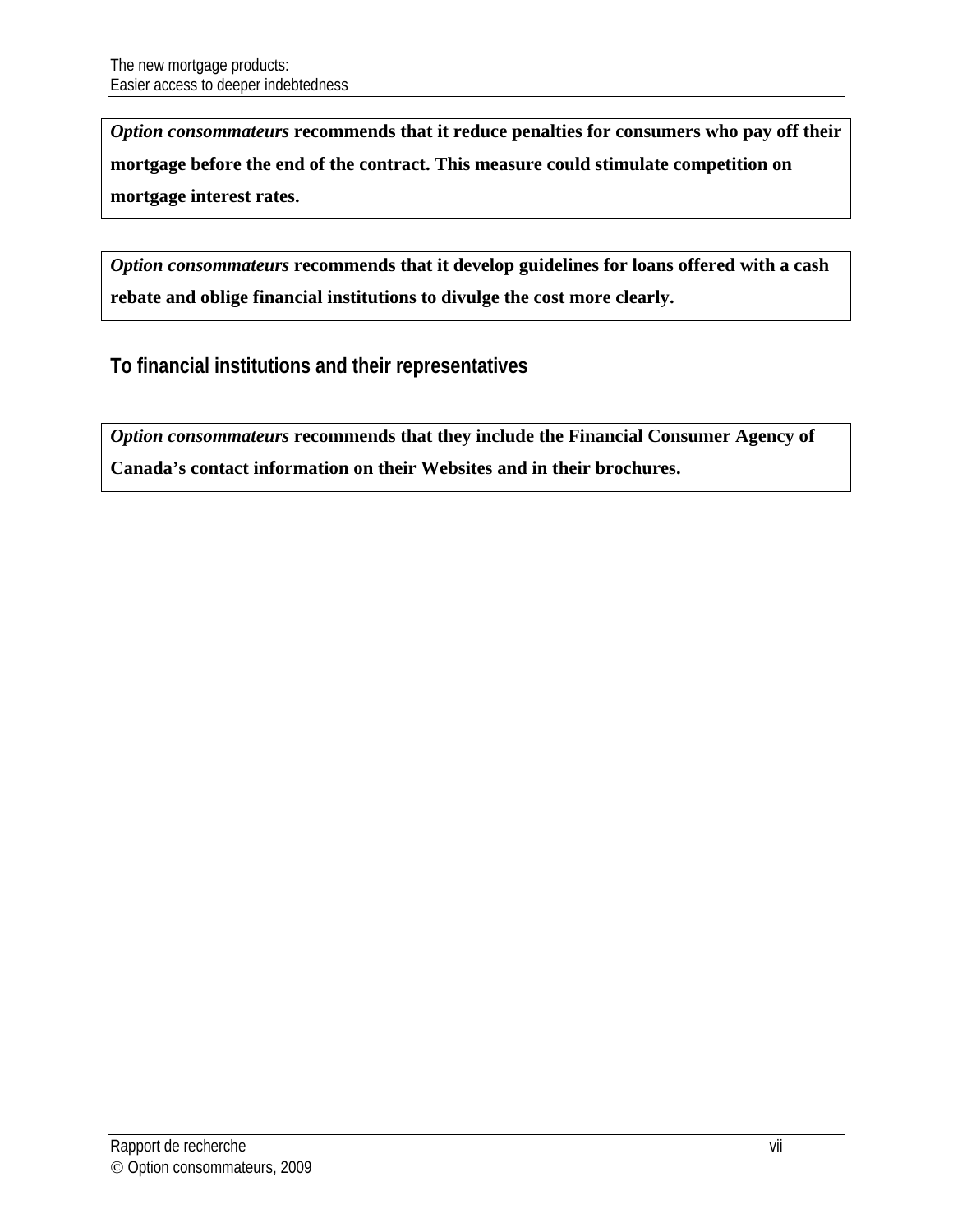***Option consommateurs* recommends that it reduce penalties for consumers who pay off their mortgage before the end of the contract. This measure could stimulate competition on mortgage interest rates.**

***Option consommateurs* recommends that it develop guidelines for loans offered with a cash rebate and oblige financial institutions to divulge the cost more clearly.**

### To financial institutions and their representatives

***Option consommateurs* recommends that they include the Financial Consumer Agency of Canada's contact information on their Websites and in their brochures.**